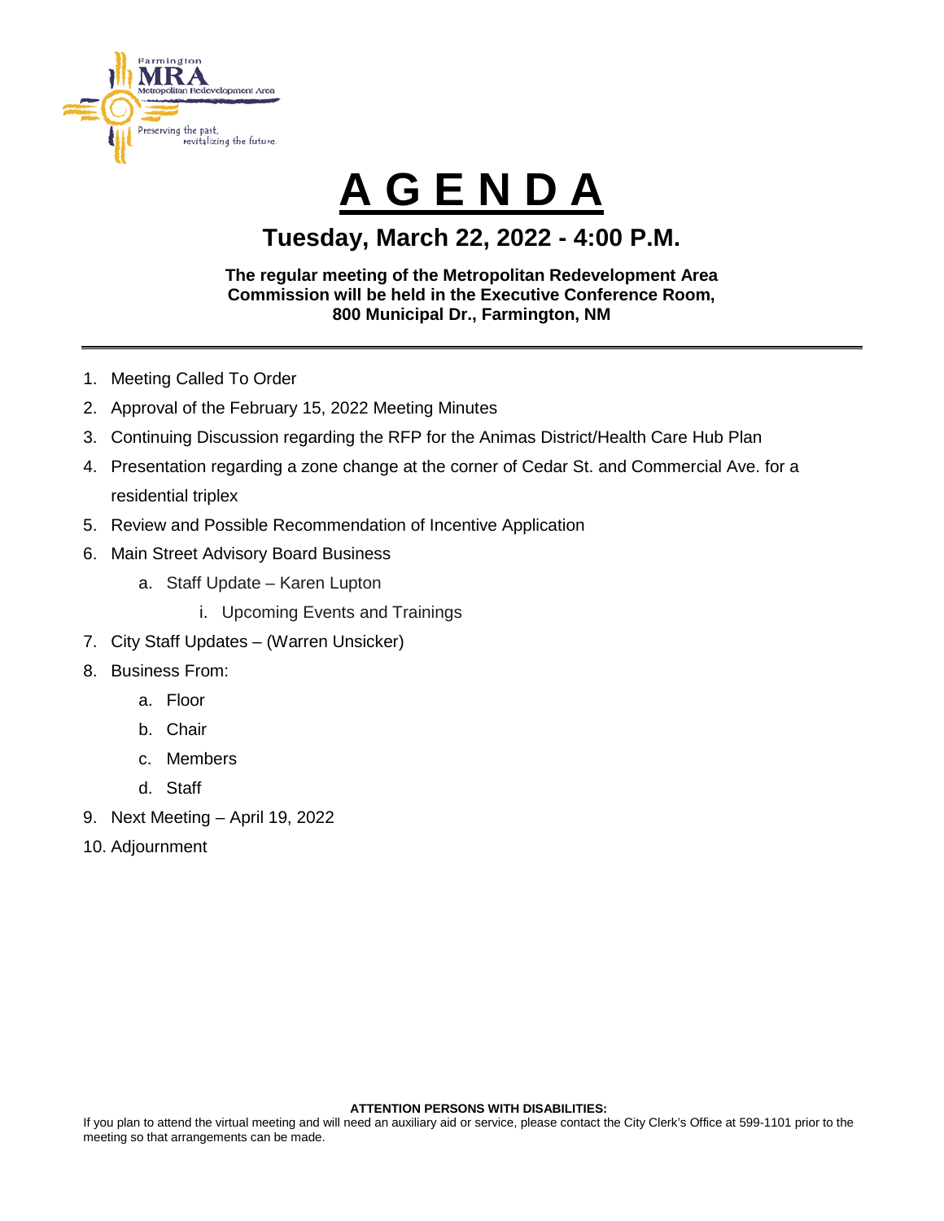Farmington **MRA** Metropolitan Redevelopment Area

Preserving the past, revitalizing the future.

# A G E N D A

## Tuesday, March 22, 2022 - 4:00 P.M.

**The regular meeting of the Metropolitan Redevelopment Area Commission will be held in the Executive Conference Room, 800 Municipal Dr., Farmington, NM**

---

1. Meeting Called To Order
2. Approval of the February 15, 2022 Meeting Minutes
3. Continuing Discussion regarding the RFP for the Animas District/Health Care Hub Plan
4. Presentation regarding a zone change at the corner of Cedar St. and Commercial Ave. for a residential triplex
5. Review and Possible Recommendation of Incentive Application
6. Main Street Advisory Board Business
    a. Staff Update – Karen Lupton
        i. Upcoming Events and Trainings
7. City Staff Updates – (Warren Unsicker)
8. Business From:
    a. Floor
    b. Chair
    c. Members
    d. Staff
9. Next Meeting – April 19, 2022
10. Adjournment

**ATTENTION PERSONS WITH DISABILITIES:**

If you plan to attend the virtual meeting and will need an auxiliary aid or service, please contact the City Clerk's Office at 599-1101 prior to the meeting so that arrangements can be made.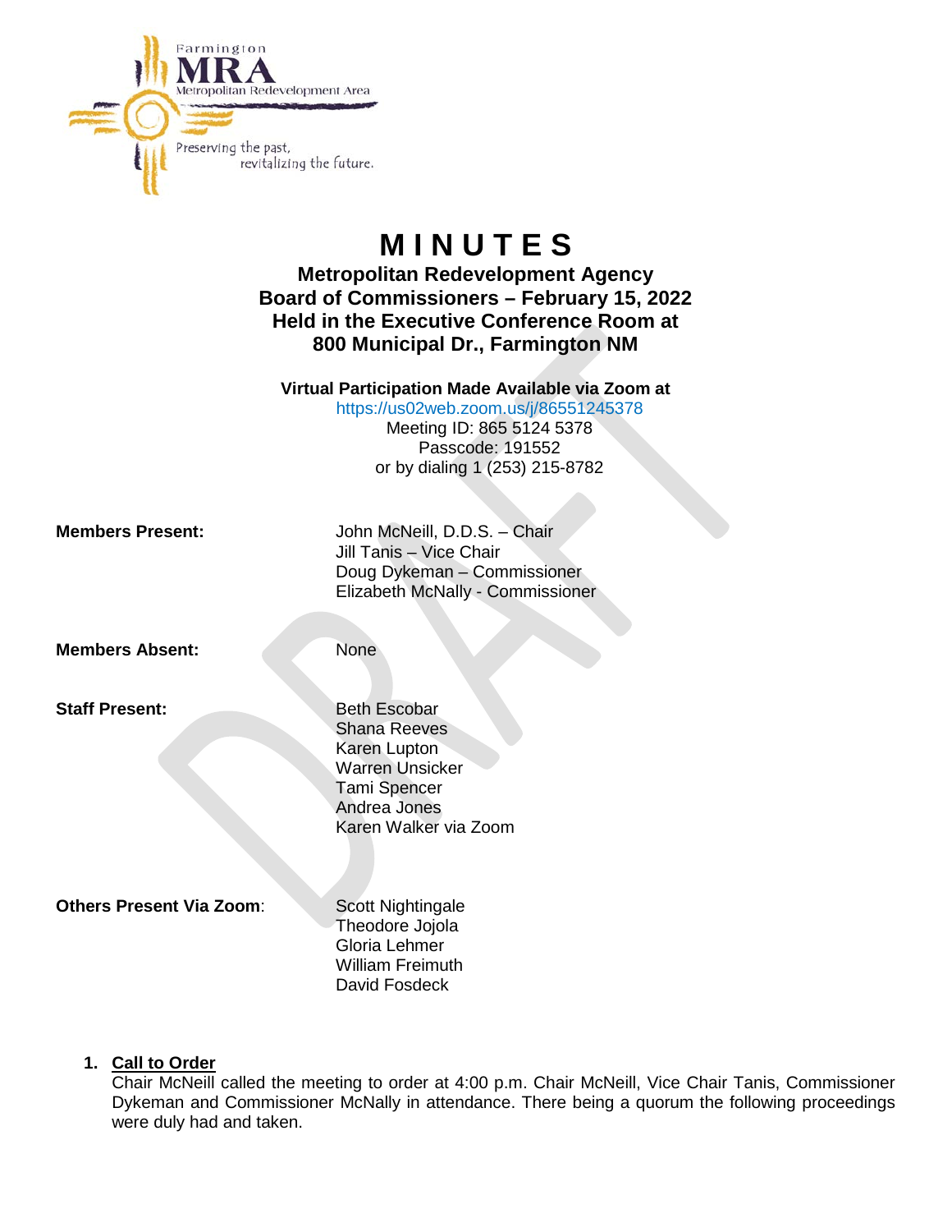# M I N U T E S

## Metropolitan Redevelopment Agency
## Board of Commissioners – February 15, 2022
## Held in the Executive Conference Room at
## 800 Municipal Dr., Farmington NM

**Virtual Participation Made Available via Zoom at**
https://us02web.zoom.us/j/86551245378
Meeting ID: 865 5124 5378
Passcode: 191552
or by dialing 1 (253) 215-8782

**Members Present:**
John McNeill, D.D.S. – Chair
Jill Tanis – Vice Chair
Doug Dykeman – Commissioner
Elizabeth McNally - Commissioner

**Members Absent:**
None

**Staff Present:**
Beth Escobar
Shana Reeves
Karen Lupton
Warren Unsicker
Tami Spencer
Andrea Jones
Karen Walker via Zoom

**Others Present Via Zoom:**
Scott Nightingale
Theodore Jojola
Gloria Lehmer
William Freimuth
David Fosdeck

1. **Call to Order**
   Chair McNeill called the meeting to order at 4:00 p.m. Chair McNeill, Vice Chair Tanis, Commissioner Dykeman and Commissioner McNally in attendance. There being a quorum the following proceedings were duly had and taken.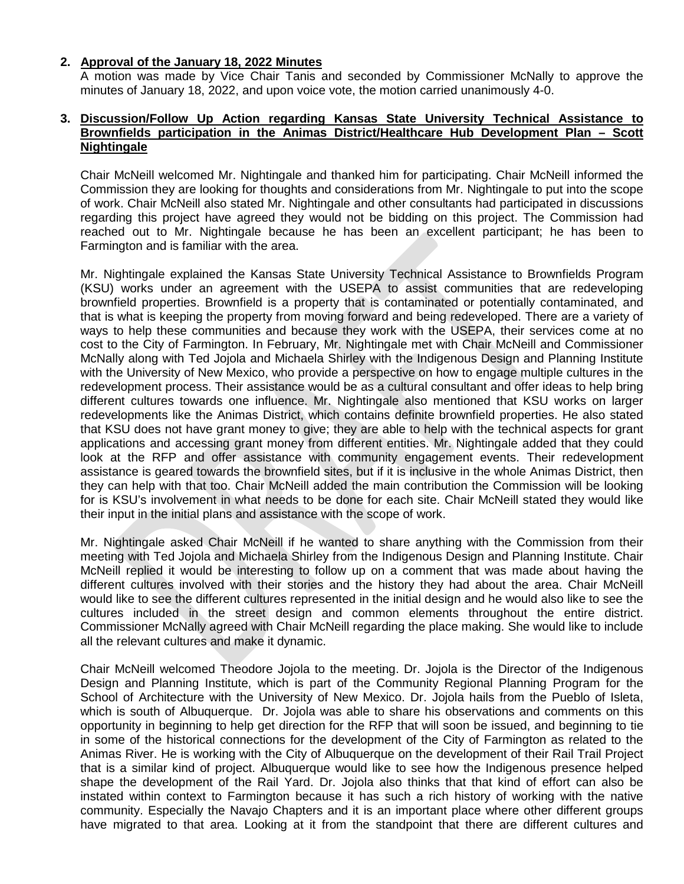2. **Approval of the January 18, 2022 Minutes**

   A motion was made by Vice Chair Tanis and seconded by Commissioner McNally to approve the minutes of January 18, 2022, and upon voice vote, the motion carried unanimously 4-0.

3. **Discussion/Follow Up Action regarding Kansas State University Technical Assistance to Brownfields participation in the Animas District/Healthcare Hub Development Plan – Scott Nightingale**

   Chair McNeill welcomed Mr. Nightingale and thanked him for participating. Chair McNeill informed the Commission they are looking for thoughts and considerations from Mr. Nightingale to put into the scope of work. Chair McNeill also stated Mr. Nightingale and other consultants had participated in discussions regarding this project have agreed they would not be bidding on this project. The Commission had reached out to Mr. Nightingale because he has been an excellent participant; he has been to Farmington and is familiar with the area.

   Mr. Nightingale explained the Kansas State University Technical Assistance to Brownfields Program (KSU) works under an agreement with the USEPA to assist communities that are redeveloping brownfield properties. Brownfield is a property that is contaminated or potentially contaminated, and that is what is keeping the property from moving forward and being redeveloped. There are a variety of ways to help these communities and because they work with the USEPA, their services come at no cost to the City of Farmington. In February, Mr. Nightingale met with Chair McNeill and Commissioner McNally along with Ted Jojola and Michaela Shirley with the Indigenous Design and Planning Institute with the University of New Mexico, who provide a perspective on how to engage multiple cultures in the redevelopment process. Their assistance would be as a cultural consultant and offer ideas to help bring different cultures towards one influence. Mr. Nightingale also mentioned that KSU works on larger redevelopments like the Animas District, which contains definite brownfield properties. He also stated that KSU does not have grant money to give; they are able to help with the technical aspects for grant applications and accessing grant money from different entities. Mr. Nightingale added that they could look at the RFP and offer assistance with community engagement events. Their redevelopment assistance is geared towards the brownfield sites, but if it is inclusive in the whole Animas District, then they can help with that too. Chair McNeill added the main contribution the Commission will be looking for is KSU's involvement in what needs to be done for each site. Chair McNeill stated they would like their input in the initial plans and assistance with the scope of work.

   Mr. Nightingale asked Chair McNeill if he wanted to share anything with the Commission from their meeting with Ted Jojola and Michaela Shirley from the Indigenous Design and Planning Institute. Chair McNeill replied it would be interesting to follow up on a comment that was made about having the different cultures involved with their stories and the history they had about the area. Chair McNeill would like to see the different cultures represented in the initial design and he would also like to see the cultures included in the street design and common elements throughout the entire district. Commissioner McNally agreed with Chair McNeill regarding the place making. She would like to include all the relevant cultures and make it dynamic.

   Chair McNeill welcomed Theodore Jojola to the meeting. Dr. Jojola is the Director of the Indigenous Design and Planning Institute, which is part of the Community Regional Planning Program for the School of Architecture with the University of New Mexico. Dr. Jojola hails from the Pueblo of Isleta, which is south of Albuquerque. Dr. Jojola was able to share his observations and comments on this opportunity in beginning to help get direction for the RFP that will soon be issued, and beginning to tie in some of the historical connections for the development of the City of Farmington as related to the Animas River. He is working with the City of Albuquerque on the development of their Rail Trail Project that is a similar kind of project. Albuquerque would like to see how the Indigenous presence helped shape the development of the Rail Yard. Dr. Jojola also thinks that that kind of effort can also be instated within context to Farmington because it has such a rich history of working with the native community. Especially the Navajo Chapters and it is an important place where other different groups have migrated to that area. Looking at it from the standpoint that there are different cultures and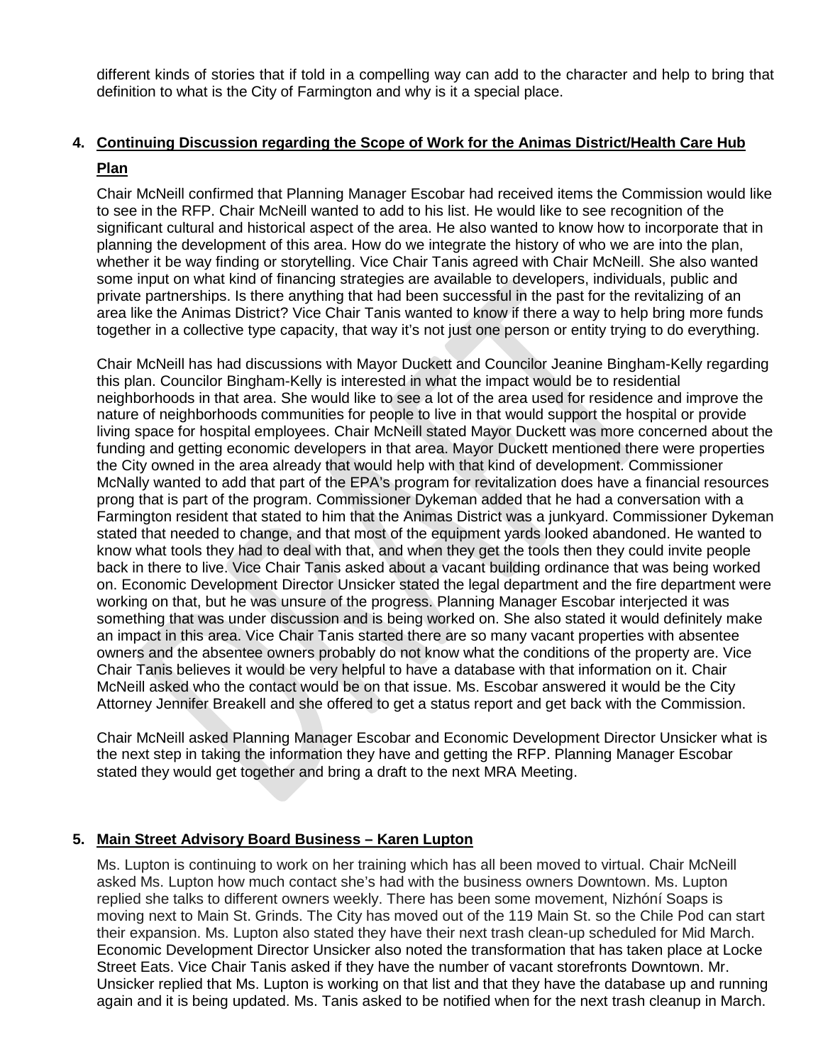different kinds of stories that if told in a compelling way can add to the character and help to bring that definition to what is the City of Farmington and why is it a special place.

4. **Continuing Discussion regarding the Scope of Work for the Animas District/Health Care Hub Plan**

Chair McNeill confirmed that Planning Manager Escobar had received items the Commission would like to see in the RFP. Chair McNeill wanted to add to his list. He would like to see recognition of the significant cultural and historical aspect of the area. He also wanted to know how to incorporate that in planning the development of this area. How do we integrate the history of who we are into the plan, whether it be way finding or storytelling. Vice Chair Tanis agreed with Chair McNeill. She also wanted some input on what kind of financing strategies are available to developers, individuals, public and private partnerships. Is there anything that had been successful in the past for the revitalizing of an area like the Animas District? Vice Chair Tanis wanted to know if there a way to help bring more funds together in a collective type capacity, that way it's not just one person or entity trying to do everything.

Chair McNeill has had discussions with Mayor Duckett and Councilor Jeanine Bingham-Kelly regarding this plan. Councilor Bingham-Kelly is interested in what the impact would be to residential neighborhoods in that area. She would like to see a lot of the area used for residence and improve the nature of neighborhoods communities for people to live in that would support the hospital or provide living space for hospital employees. Chair McNeill stated Mayor Duckett was more concerned about the funding and getting economic developers in that area. Mayor Duckett mentioned there were properties the City owned in the area already that would help with that kind of development. Commissioner McNally wanted to add that part of the EPA's program for revitalization does have a financial resources prong that is part of the program. Commissioner Dykeman added that he had a conversation with a Farmington resident that stated to him that the Animas District was a junkyard. Commissioner Dykeman stated that needed to change, and that most of the equipment yards looked abandoned. He wanted to know what tools they had to deal with that, and when they get the tools then they could invite people back in there to live. Vice Chair Tanis asked about a vacant building ordinance that was being worked on. Economic Development Director Unsicker stated the legal department and the fire department were working on that, but he was unsure of the progress. Planning Manager Escobar interjected it was something that was under discussion and is being worked on. She also stated it would definitely make an impact in this area. Vice Chair Tanis started there are so many vacant properties with absentee owners and the absentee owners probably do not know what the conditions of the property are. Vice Chair Tanis believes it would be very helpful to have a database with that information on it. Chair McNeill asked who the contact would be on that issue. Ms. Escobar answered it would be the City Attorney Jennifer Breakell and she offered to get a status report and get back with the Commission.

Chair McNeill asked Planning Manager Escobar and Economic Development Director Unsicker what is the next step in taking the information they have and getting the RFP. Planning Manager Escobar stated they would get together and bring a draft to the next MRA Meeting.

5. **Main Street Advisory Board Business – Karen Lupton**

Ms. Lupton is continuing to work on her training which has all been moved to virtual. Chair McNeill asked Ms. Lupton how much contact she's had with the business owners Downtown. Ms. Lupton replied she talks to different owners weekly. There has been some movement, Nizhóní Soaps is moving next to Main St. Grinds. The City has moved out of the 119 Main St. so the Chile Pod can start their expansion. Ms. Lupton also stated they have their next trash clean-up scheduled for Mid March. Economic Development Director Unsicker also noted the transformation that has taken place at Locke Street Eats. Vice Chair Tanis asked if they have the number of vacant storefronts Downtown. Mr. Unsicker replied that Ms. Lupton is working on that list and that they have the database up and running again and it is being updated. Ms. Tanis asked to be notified when for the next trash cleanup in March.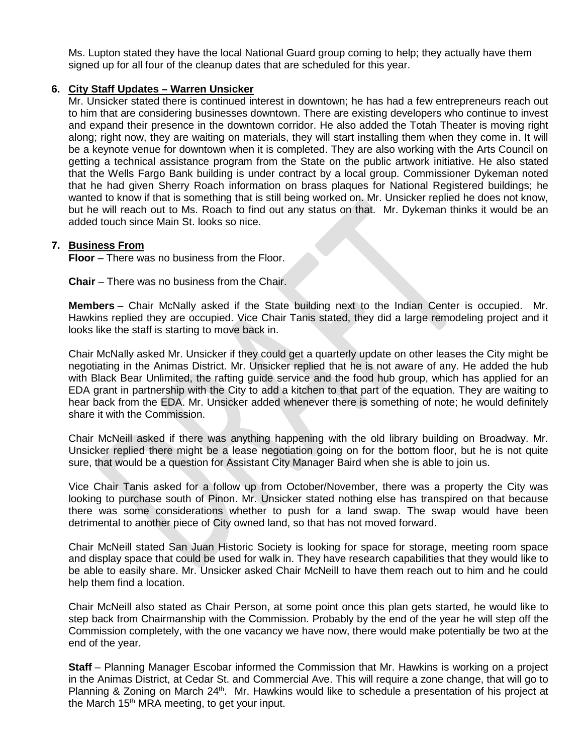Ms. Lupton stated they have the local National Guard group coming to help; they actually have them signed up for all four of the cleanup dates that are scheduled for this year.

**6. City Staff Updates – Warren Unsicker**

Mr. Unsicker stated there is continued interest in downtown; he has had a few entrepreneurs reach out to him that are considering businesses downtown. There are existing developers who continue to invest and expand their presence in the downtown corridor. He also added the Totah Theater is moving right along; right now, they are waiting on materials, they will start installing them when they come in. It will be a keynote venue for downtown when it is completed. They are also working with the Arts Council on getting a technical assistance program from the State on the public artwork initiative. He also stated that the Wells Fargo Bank building is under contract by a local group. Commissioner Dykeman noted that he had given Sherry Roach information on brass plaques for National Registered buildings; he wanted to know if that is something that is still being worked on. Mr. Unsicker replied he does not know, but he will reach out to Ms. Roach to find out any status on that. Mr. Dykeman thinks it would be an added touch since Main St. looks so nice.

**7. Business From**

**Floor** – There was no business from the Floor.

**Chair** – There was no business from the Chair.

**Members** – Chair McNally asked if the State building next to the Indian Center is occupied. Mr. Hawkins replied they are occupied. Vice Chair Tanis stated, they did a large remodeling project and it looks like the staff is starting to move back in.

Chair McNally asked Mr. Unsicker if they could get a quarterly update on other leases the City might be negotiating in the Animas District. Mr. Unsicker replied that he is not aware of any. He added the hub with Black Bear Unlimited, the rafting guide service and the food hub group, which has applied for an EDA grant in partnership with the City to add a kitchen to that part of the equation. They are waiting to hear back from the EDA. Mr. Unsicker added whenever there is something of note; he would definitely share it with the Commission.

Chair McNeill asked if there was anything happening with the old library building on Broadway. Mr. Unsicker replied there might be a lease negotiation going on for the bottom floor, but he is not quite sure, that would be a question for Assistant City Manager Baird when she is able to join us.

Vice Chair Tanis asked for a follow up from October/November, there was a property the City was looking to purchase south of Pinon. Mr. Unsicker stated nothing else has transpired on that because there was some considerations whether to push for a land swap. The swap would have been detrimental to another piece of City owned land, so that has not moved forward.

Chair McNeill stated San Juan Historic Society is looking for space for storage, meeting room space and display space that could be used for walk in. They have research capabilities that they would like to be able to easily share. Mr. Unsicker asked Chair McNeill to have them reach out to him and he could help them find a location.

Chair McNeill also stated as Chair Person, at some point once this plan gets started, he would like to step back from Chairmanship with the Commission. Probably by the end of the year he will step off the Commission completely, with the one vacancy we have now, there would make potentially be two at the end of the year.

**Staff** – Planning Manager Escobar informed the Commission that Mr. Hawkins is working on a project in the Animas District, at Cedar St. and Commercial Ave. This will require a zone change, that will go to Planning & Zoning on March 24th. Mr. Hawkins would like to schedule a presentation of his project at the March 15th MRA meeting, to get your input.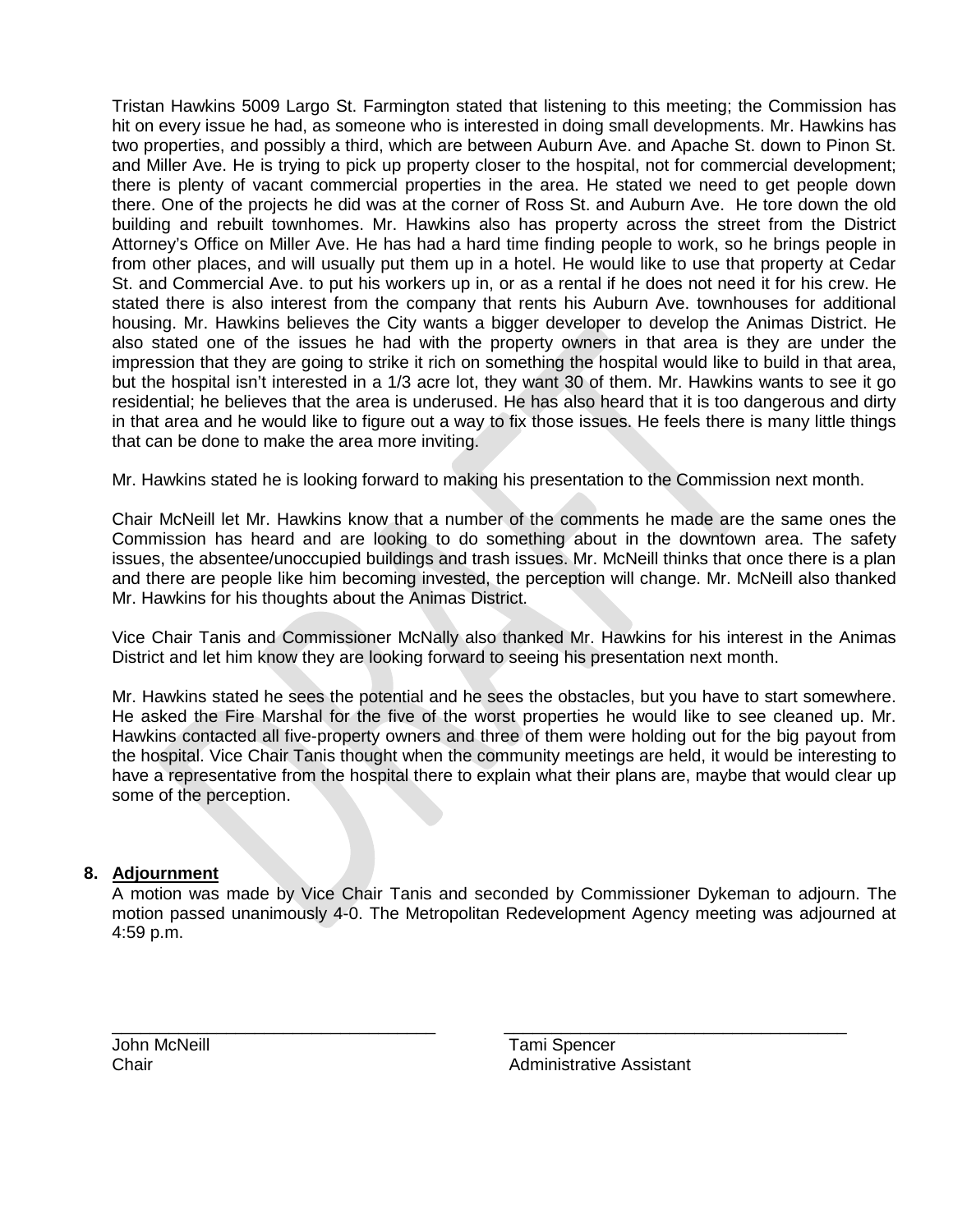Tristan Hawkins 5009 Largo St. Farmington stated that listening to this meeting; the Commission has hit on every issue he had, as someone who is interested in doing small developments. Mr. Hawkins has two properties, and possibly a third, which are between Auburn Ave. and Apache St. down to Pinon St. and Miller Ave. He is trying to pick up property closer to the hospital, not for commercial development; there is plenty of vacant commercial properties in the area. He stated we need to get people down there. One of the projects he did was at the corner of Ross St. and Auburn Ave. He tore down the old building and rebuilt townhomes. Mr. Hawkins also has property across the street from the District Attorney's Office on Miller Ave. He has had a hard time finding people to work, so he brings people in from other places, and will usually put them up in a hotel. He would like to use that property at Cedar St. and Commercial Ave. to put his workers up in, or as a rental if he does not need it for his crew. He stated there is also interest from the company that rents his Auburn Ave. townhouses for additional housing. Mr. Hawkins believes the City wants a bigger developer to develop the Animas District. He also stated one of the issues he had with the property owners in that area is they are under the impression that they are going to strike it rich on something the hospital would like to build in that area, but the hospital isn't interested in a 1/3 acre lot, they want 30 of them. Mr. Hawkins wants to see it go residential; he believes that the area is underused. He has also heard that it is too dangerous and dirty in that area and he would like to figure out a way to fix those issues. He feels there is many little things that can be done to make the area more inviting.

Mr. Hawkins stated he is looking forward to making his presentation to the Commission next month.

Chair McNeill let Mr. Hawkins know that a number of the comments he made are the same ones the Commission has heard and are looking to do something about in the downtown area. The safety issues, the absentee/unoccupied buildings and trash issues. Mr. McNeill thinks that once there is a plan and there are people like him becoming invested, the perception will change. Mr. McNeill also thanked Mr. Hawkins for his thoughts about the Animas District.

Vice Chair Tanis and Commissioner McNally also thanked Mr. Hawkins for his interest in the Animas District and let him know they are looking forward to seeing his presentation next month.

Mr. Hawkins stated he sees the potential and he sees the obstacles, but you have to start somewhere. He asked the Fire Marshal for the five of the worst properties he would like to see cleaned up. Mr. Hawkins contacted all five-property owners and three of them were holding out for the big payout from the hospital. Vice Chair Tanis thought when the community meetings are held, it would be interesting to have a representative from the hospital there to explain what their plans are, maybe that would clear up some of the perception.

**8. Adjournment**

A motion was made by Vice Chair Tanis and seconded by Commissioner Dykeman to adjourn. The motion passed unanimously 4-0. The Metropolitan Redevelopment Agency meeting was adjourned at 4:59 p.m.

\_\_\_\_\_\_\_\_\_\_\_\_\_\_\_\_\_\_\_\_\_\_\_\_\_\_\_\_\_\_\_\_\_\_\_
John McNeill
Chair

\_\_\_\_\_\_\_\_\_\_\_\_\_\_\_\_\_\_\_\_\_\_\_\_\_\_\_\_\_\_\_\_\_\_\_
Tami Spencer
Administrative Assistant